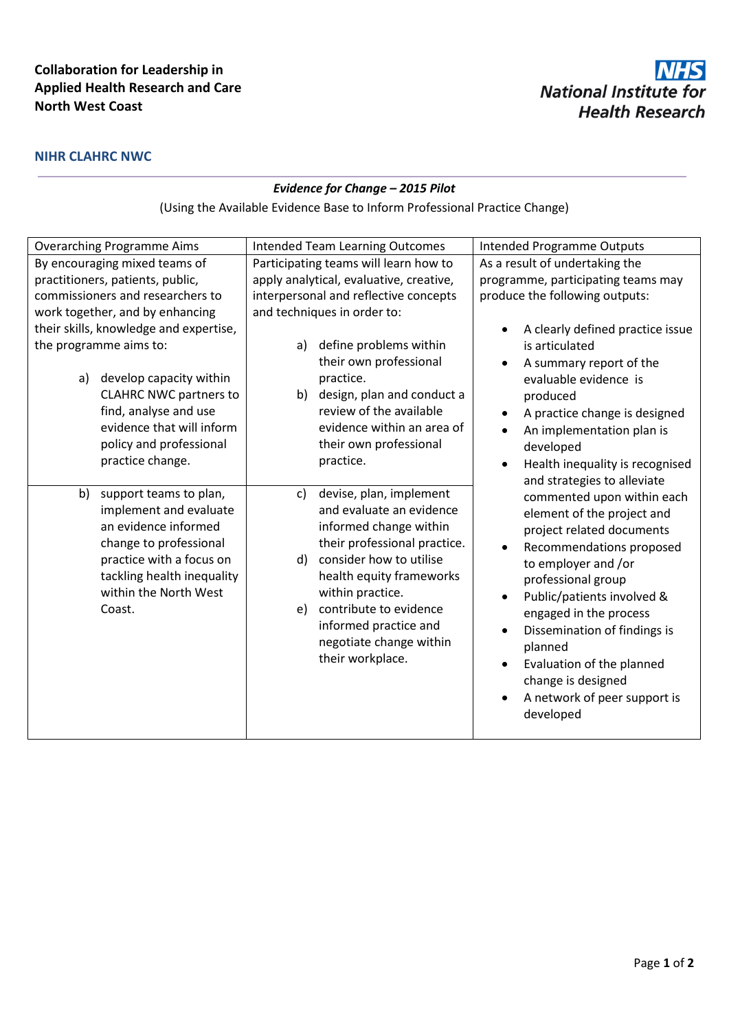**Collaboration for Leadership in Applied Health Research and Care North West Coast**

**National Institute for Health Research**

**NIHR CLAHRC NWC**

***Evidence for Change – 2015 Pilot***

(Using the Available Evidence Base to Inform Professional Practice Change)

| Overarching Programme Aims | Intended Team Learning Outcomes | Intended Programme Outputs |
|---|---|---|
| By encouraging mixed teams of practitioners, patients, public, commissioners and researchers to work together, and by enhancing their skills, knowledge and expertise, the programme aims to:<br><br>a) develop capacity within CLAHRC NWC partners to find, analyse and use evidence that will inform policy and professional practice change. | Participating teams will learn how to apply analytical, evaluative, creative, interpersonal and reflective concepts and techniques in order to:<br><br>a) define problems within their own professional practice.<br>b) design, plan and conduct a review of the available evidence within an area of their own professional practice. | As a result of undertaking the programme, participating teams may produce the following outputs:<br><br>• A clearly defined practice issue is articulated<br>• A summary report of the evaluable evidence is produced<br>• A practice change is designed<br>• An implementation plan is developed<br>• Health inequality is recognised and strategies to alleviate commented upon within each element of the project and project related documents<br>• Recommendations proposed to employer and /or professional group<br>• Public/patients involved & engaged in the process<br>• Dissemination of findings is planned<br>• Evaluation of the planned change is designed<br>• A network of peer support is developed |
| b) support teams to plan, implement and evaluate an evidence informed change to professional practice with a focus on tackling health inequality within the North West Coast. | c) devise, plan, implement and evaluate an evidence informed change within their professional practice.<br>d) consider how to utilise health equity frameworks within practice.<br>e) contribute to evidence informed practice and negotiate change within their workplace. | |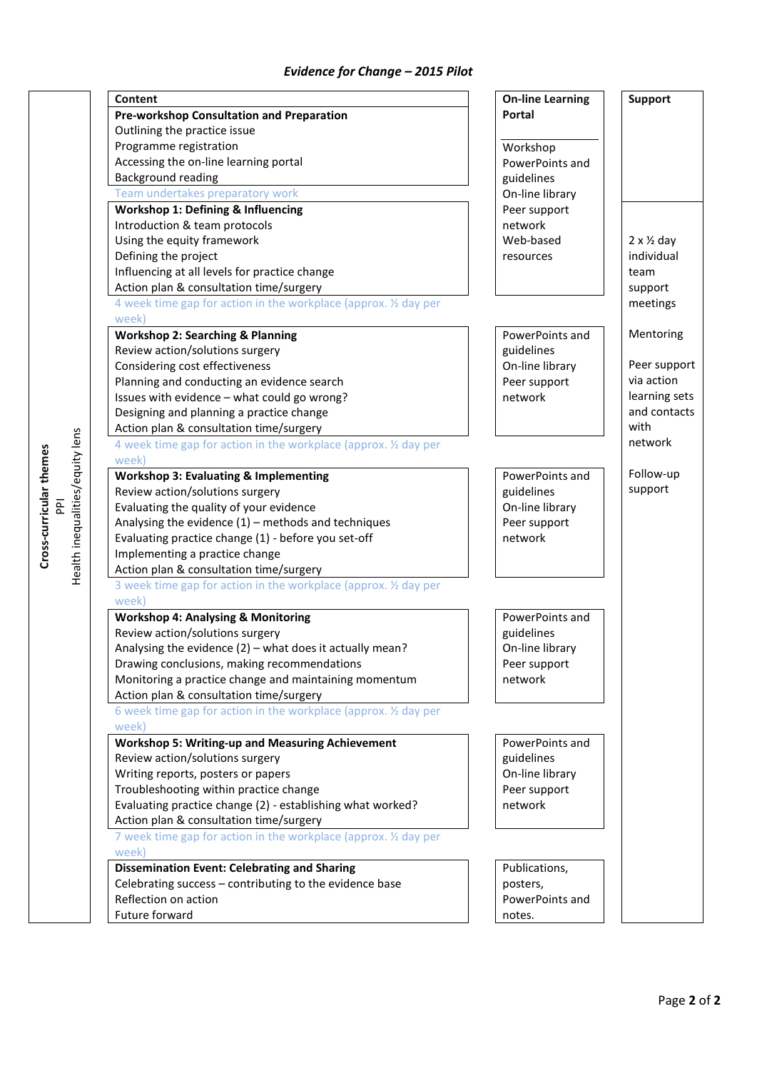*Evidence for Change – 2015 Pilot*

| Cross-curricular themes | Content | On-line Learning Portal | Support |
|---|---|---|---|
| PPI<br>Health inequalities/equity lens | **Pre-workshop Consultation and Preparation**<br>Outlining the practice issue<br>Programme registration<br>Accessing the on-line learning portal<br>Background reading | Workshop PowerPoints and guidelines<br>On-line library<br>Peer support network<br>Web-based resources | |
| | Team undertakes preparatory work | | |
| | **Workshop 1: Defining & Influencing**<br>Introduction & team protocols<br>Using the equity framework<br>Defining the project<br>Influencing at all levels for practice change<br>Action plan & consultation time/surgery | | 2 x ½ day individual team support meetings |
| | 4 week time gap for action in the workplace (approx. ½ day per week) | | |
| | **Workshop 2: Searching & Planning**<br>Review action/solutions surgery<br>Considering cost effectiveness<br>Planning and conducting an evidence search<br>Issues with evidence – what could go wrong?<br>Designing and planning a practice change<br>Action plan & consultation time/surgery | PowerPoints and guidelines<br>On-line library<br>Peer support network | Mentoring<br><br>Peer support via action learning sets and contacts with network |
| | 4 week time gap for action in the workplace (approx. ½ day per week) | | |
| | **Workshop 3: Evaluating & Implementing**<br>Review action/solutions surgery<br>Evaluating the quality of your evidence<br>Analysing the evidence (1) – methods and techniques<br>Evaluating practice change (1) - before you set-off<br>Implementing a practice change<br>Action plan & consultation time/surgery | PowerPoints and guidelines<br>On-line library<br>Peer support network | Follow-up support |
| | 3 week time gap for action in the workplace (approx. ½ day per week) | | |
| | **Workshop 4: Analysing & Monitoring**<br>Review action/solutions surgery<br>Analysing the evidence (2) – what does it actually mean?<br>Drawing conclusions, making recommendations<br>Monitoring a practice change and maintaining momentum<br>Action plan & consultation time/surgery | PowerPoints and guidelines<br>On-line library<br>Peer support network | |
| | 6 week time gap for action in the workplace (approx. ½ day per week) | | |
| | **Workshop 5: Writing-up and Measuring Achievement**<br>Review action/solutions surgery<br>Writing reports, posters or papers<br>Troubleshooting within practice change<br>Evaluating practice change (2) - establishing what worked?<br>Action plan & consultation time/surgery | PowerPoints and guidelines<br>On-line library<br>Peer support network | |
| | 7 week time gap for action in the workplace (approx. ½ day per week) | | |
| | **Dissemination Event: Celebrating and Sharing**<br>Celebrating success – contributing to the evidence base<br>Reflection on action<br>Future forward | Publications, posters, PowerPoints and notes. | |